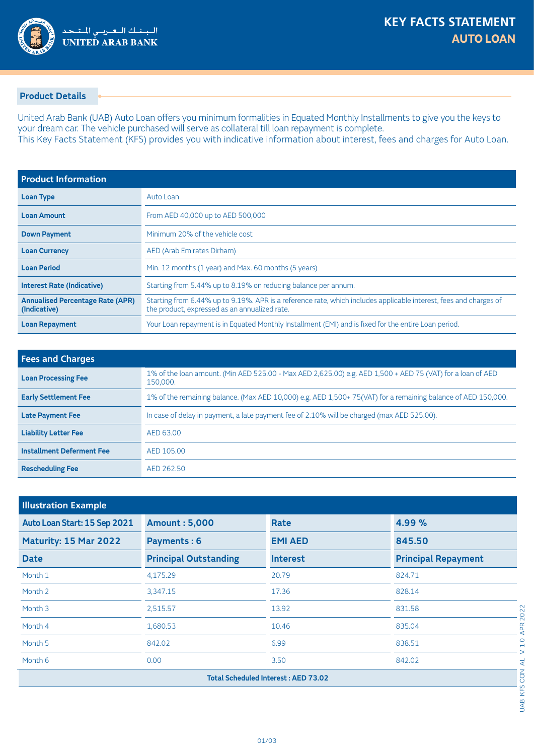# KEY FACTS STATEMENT
## AUTO LOAN

United Arab Bank

### Product Details

United Arab Bank (UAB) Auto Loan offers you minimum formalities in Equated Monthly Installments to give you the keys to your dream car. The vehicle purchased will serve as collateral till loan repayment is complete.
This Key Facts Statement (KFS) provides you with indicative information about interest, fees and charges for Auto Loan.

| Product Information | |
|---|---|
| **Loan Type** | Auto Loan |
| **Loan Amount** | From AED 40,000 up to AED 500,000 |
| **Down Payment** | Minimum 20% of the vehicle cost |
| **Loan Currency** | AED (Arab Emirates Dirham) |
| **Loan Period** | Min. 12 months (1 year) and Max. 60 months (5 years) |
| **Interest Rate (Indicative)** | Starting from 5.44% up to 8.19% on reducing balance per annum. |
| **Annualised Percentage Rate (APR) (Indicative)** | Starting from 6.44% up to 9.19%. APR is a reference rate, which includes applicable interest, fees and charges of the product, expressed as an annualized rate. |
| **Loan Repayment** | Your Loan repayment is in Equated Monthly Installment (EMI) and is fixed for the entire Loan period. |

| Fees and Charges | |
|---|---|
| **Loan Processing Fee** | 1% of the loan amount. (Min AED 525.00 - Max AED 2,625.00) e.g. AED 1,500 + AED 75 (VAT) for a loan of AED 150,000. |
| **Early Settlement Fee** | 1% of the remaining balance. (Max AED 10,000) e.g. AED 1,500+ 75(VAT) for a remaining balance of AED 150,000. |
| **Late Payment Fee** | In case of delay in payment, a late payment fee of 2.10% will be charged (max AED 525.00). |
| **Liability Letter Fee** | AED 63.00 |
| **Installment Deferment Fee** | AED 105.00 |
| **Rescheduling Fee** | AED 262.50 |

| Illustration Example | | | |
|---|---|---|---|
| **Auto Loan Start: 15 Sep 2021** | **Amount : 5,000** | **Rate** | **4.99 %** |
| **Maturity: 15 Mar 2022** | **Payments : 6** | **EMI AED** | **845.50** |
| **Date** | **Principal Outstanding** | **Interest** | **Principal Repayment** |
| Month 1 | 4,175.29 | 20.79 | 824.71 |
| Month 2 | 3,347.15 | 17.36 | 828.14 |
| Month 3 | 2,515.57 | 13.92 | 831.58 |
| Month 4 | 1,680.53 | 10.46 | 835.04 |
| Month 5 | 842.02 | 6.99 | 838.51 |
| Month 6 | 0.00 | 3.50 | 842.02 |
| **Total Scheduled Interest : AED 73.02** | | | |

UAB KFS CON AL V. 1.0 APR 2022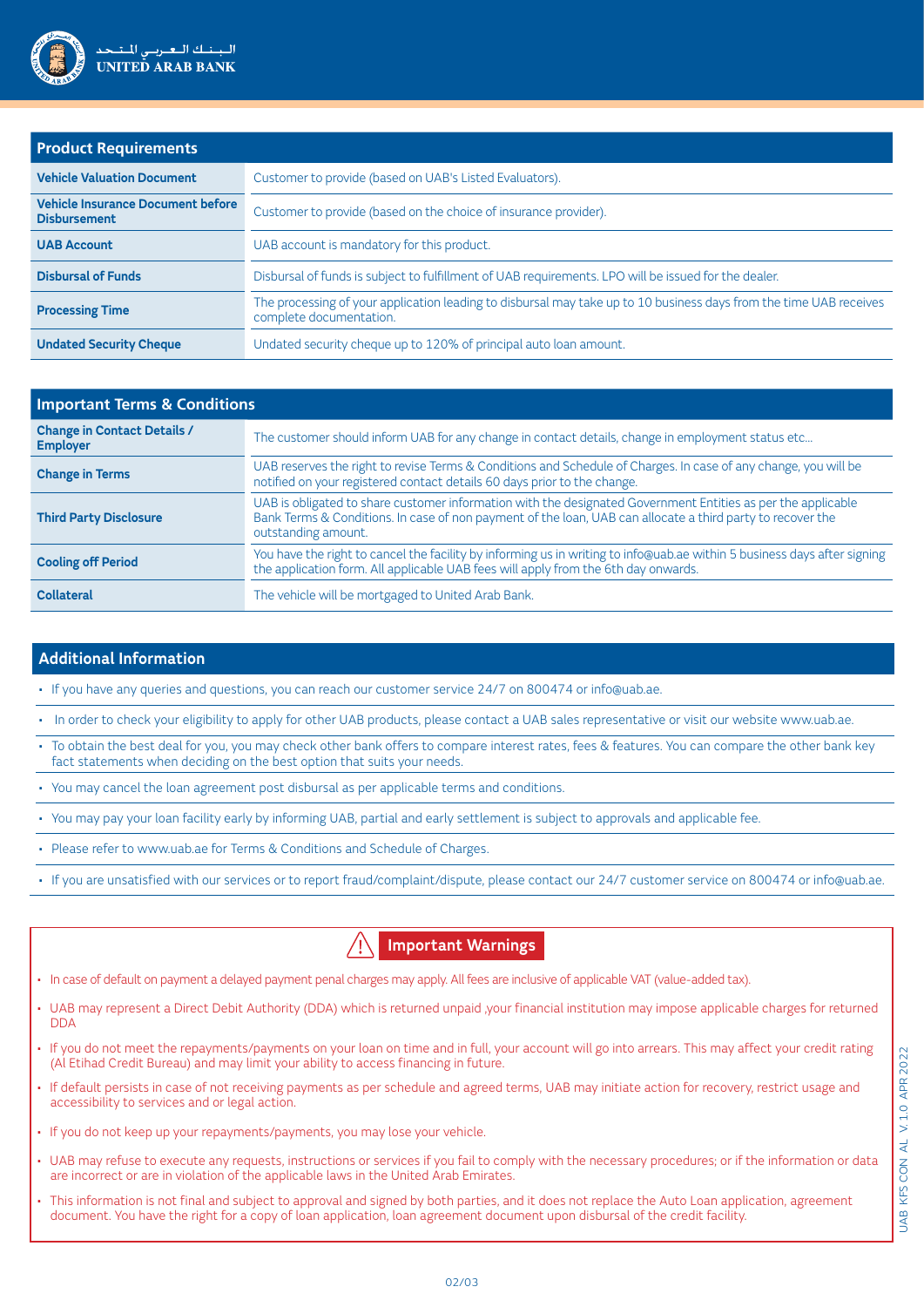## Product Requirements

| Product Requirements | |
|---|---|
| **Vehicle Valuation Document** | Customer to provide (based on UAB's Listed Evaluators). |
| **Vehicle Insurance Document before Disbursement** | Customer to provide (based on the choice of insurance provider). |
| **UAB Account** | UAB account is mandatory for this product. |
| **Disbursal of Funds** | Disbursal of funds is subject to fulfillment of UAB requirements. LPO will be issued for the dealer. |
| **Processing Time** | The processing of your application leading to disbursal may take up to 10 business days from the time UAB receives complete documentation. |
| **Undated Security Cheque** | Undated security cheque up to 120% of principal auto loan amount. |

## Important Terms & Conditions

| Important Terms & Conditions | |
|---|---|
| **Change in Contact Details / Employer** | The customer should inform UAB for any change in contact details, change in employment status etc... |
| **Change in Terms** | UAB reserves the right to revise Terms & Conditions and Schedule of Charges. In case of any change, you will be notified on your registered contact details 60 days prior to the change. |
| **Third Party Disclosure** | UAB is obligated to share customer information with the designated Government Entities as per the applicable Bank Terms & Conditions. In case of non payment of the loan, UAB can allocate a third party to recover the outstanding amount. |
| **Cooling off Period** | You have the right to cancel the facility by informing us in writing to info@uab.ae within 5 business days after signing the application form. All applicable UAB fees will apply from the 6th day onwards. |
| **Collateral** | The vehicle will be mortgaged to United Arab Bank. |

## Additional Information

- If you have any queries and questions, you can reach our customer service 24/7 on 800474 or info@uab.ae.
- In order to check your eligibility to apply for other UAB products, please contact a UAB sales representative or visit our website www.uab.ae.
- To obtain the best deal for you, you may check other bank offers to compare interest rates, fees & features. You can compare the other bank key fact statements when deciding on the best option that suits your needs.
- You may cancel the loan agreement post disbursal as per applicable terms and conditions.
- You may pay your loan facility early by informing UAB, partial and early settlement is subject to approvals and applicable fee.
- Please refer to www.uab.ae for Terms & Conditions and Schedule of Charges.
- If you are unsatisfied with our services or to report fraud/complaint/dispute, please contact our 24/7 customer service on 800474 or info@uab.ae.

## Important Warnings

- In case of default on payment a delayed payment penal charges may apply. All fees are inclusive of applicable VAT (value-added tax).
- UAB may represent a Direct Debit Authority (DDA) which is returned unpaid ,your financial institution may impose applicable charges for returned DDA
- If you do not meet the repayments/payments on your loan on time and in full, your account will go into arrears. This may affect your credit rating (Al Etihad Credit Bureau) and may limit your ability to access financing in future.
- If default persists in case of not receiving payments as per schedule and agreed terms, UAB may initiate action for recovery, restrict usage and accessibility to services and or legal action.
- If you do not keep up your repayments/payments, you may lose your vehicle.
- UAB may refuse to execute any requests, instructions or services if you fail to comply with the necessary procedures; or if the information or data are incorrect or are in violation of the applicable laws in the United Arab Emirates.
- This information is not final and subject to approval and signed by both parties, and it does not replace the Auto Loan application, agreement document. You have the right for a copy of loan application, loan agreement document upon disbursal of the credit facility.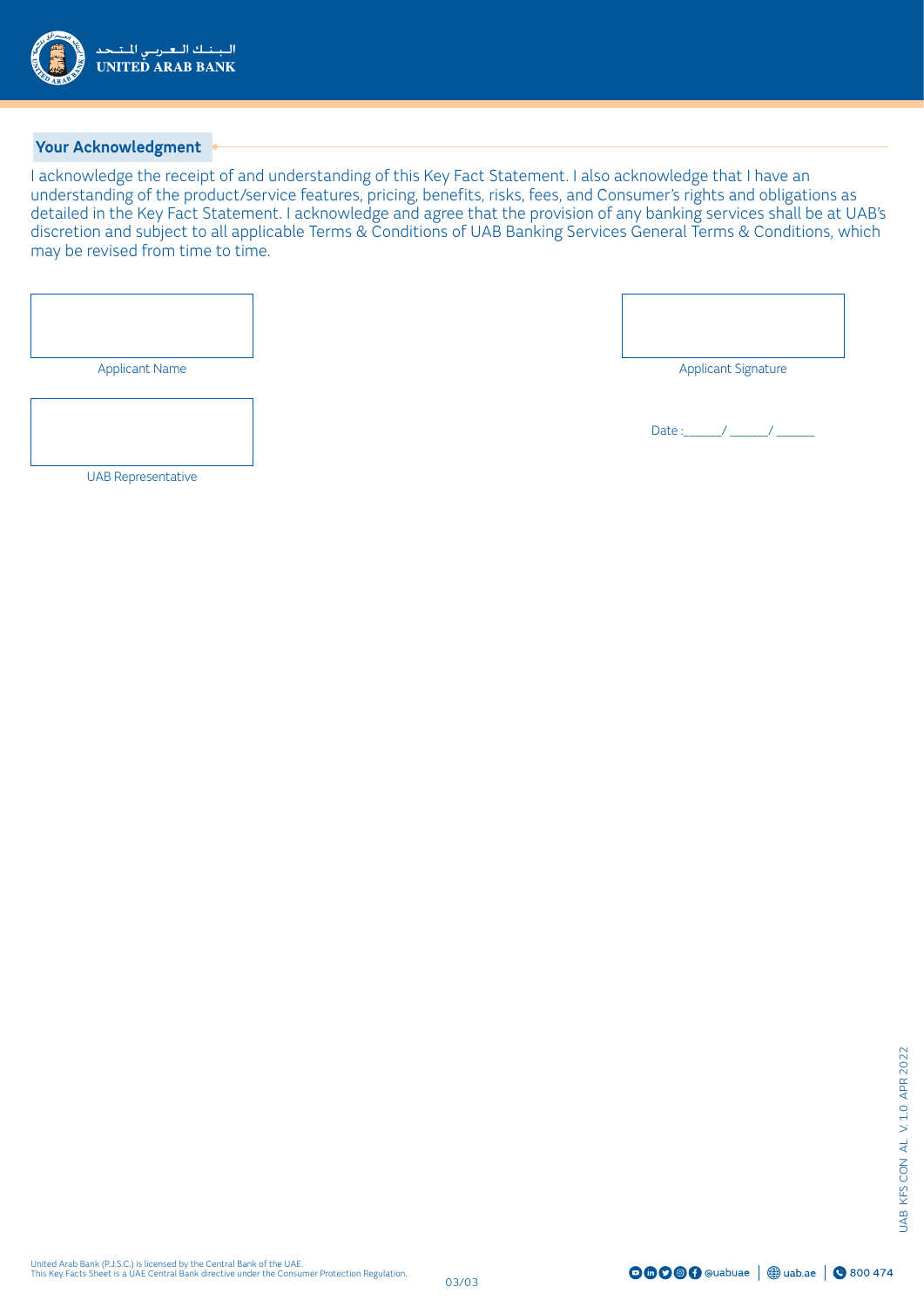## Your Acknowledgment

I acknowledge the receipt of and understanding of this Key Fact Statement. I also acknowledge that I have an understanding of the product/service features, pricing, benefits, risks, fees, and Consumer's rights and obligations as detailed in the Key Fact Statement. I acknowledge and agree that the provision of any banking services shall be at UAB's discretion and subject to all applicable Terms & Conditions of UAB Banking Services General Terms & Conditions, which may be revised from time to time.

Applicant Name

Applicant Signature

UAB Representative

Date :______/ ______/ ______

UAB KFS CON AL V.1.0 APR 2022

United Arab Bank (P.J.S.C.) is licensed by the Central Bank of the UAE.
This Key Facts Sheet is a UAE Central Bank directive under the Consumer Protection Regulation.

@uabuae | uab.ae | 800 474